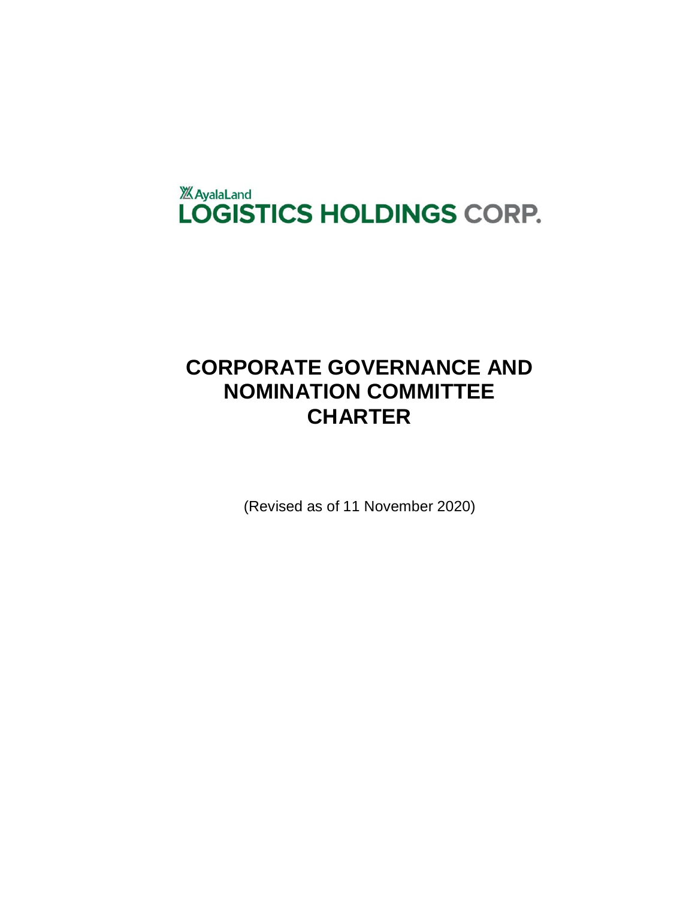AyalaLand
LOGISTICS HOLDINGS CORP.

# CORPORATE GOVERNANCE AND NOMINATION COMMITTEE CHARTER

(Revised as of 11 November 2020)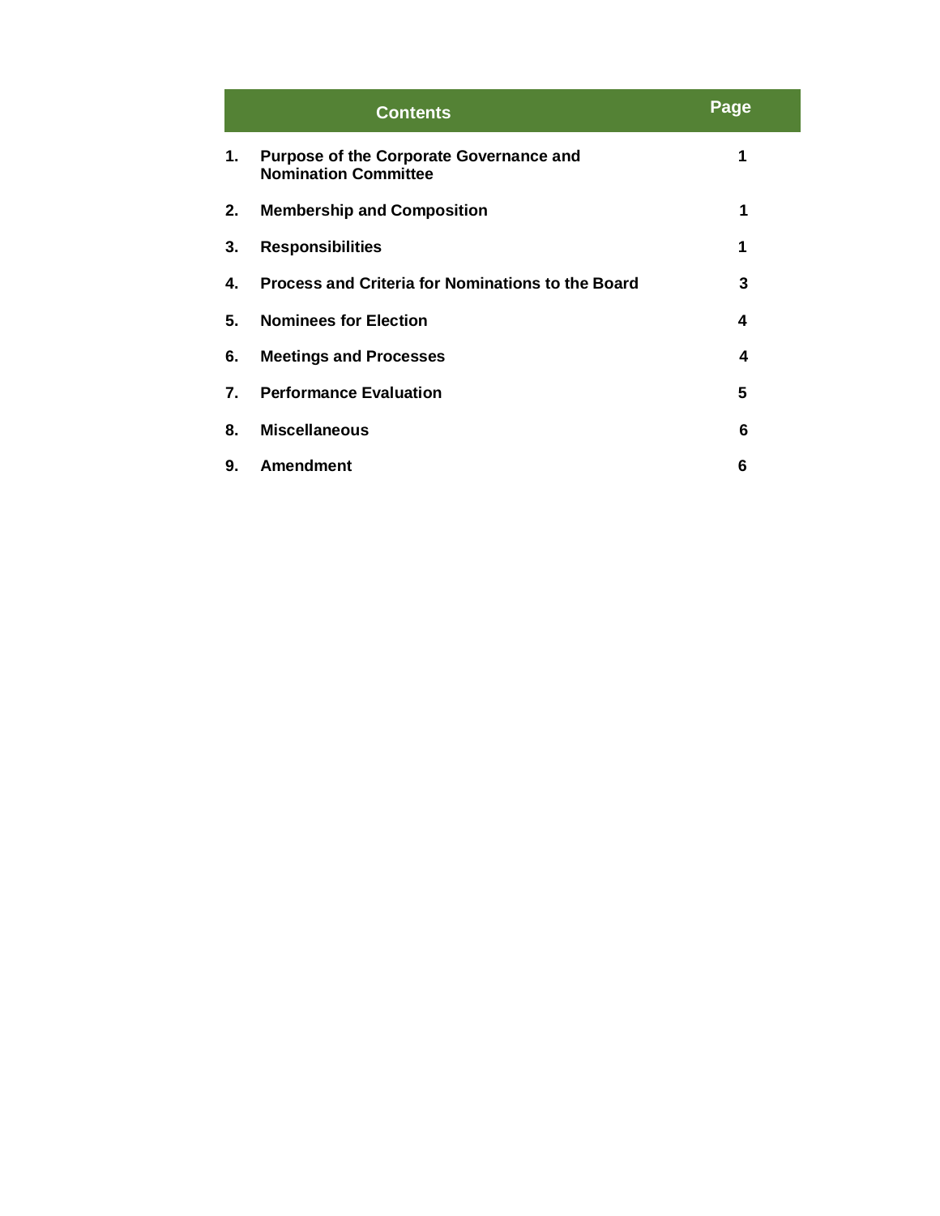| | Contents | Page |
|---|---|---|
| **1.** | **Purpose of the Corporate Governance and Nomination Committee** | **1** |
| **2.** | **Membership and Composition** | **1** |
| **3.** | **Responsibilities** | **1** |
| **4.** | **Process and Criteria for Nominations to the Board** | **3** |
| **5.** | **Nominees for Election** | **4** |
| **6.** | **Meetings and Processes** | **4** |
| **7.** | **Performance Evaluation** | **5** |
| **8.** | **Miscellaneous** | **6** |
| **9.** | **Amendment** | **6** |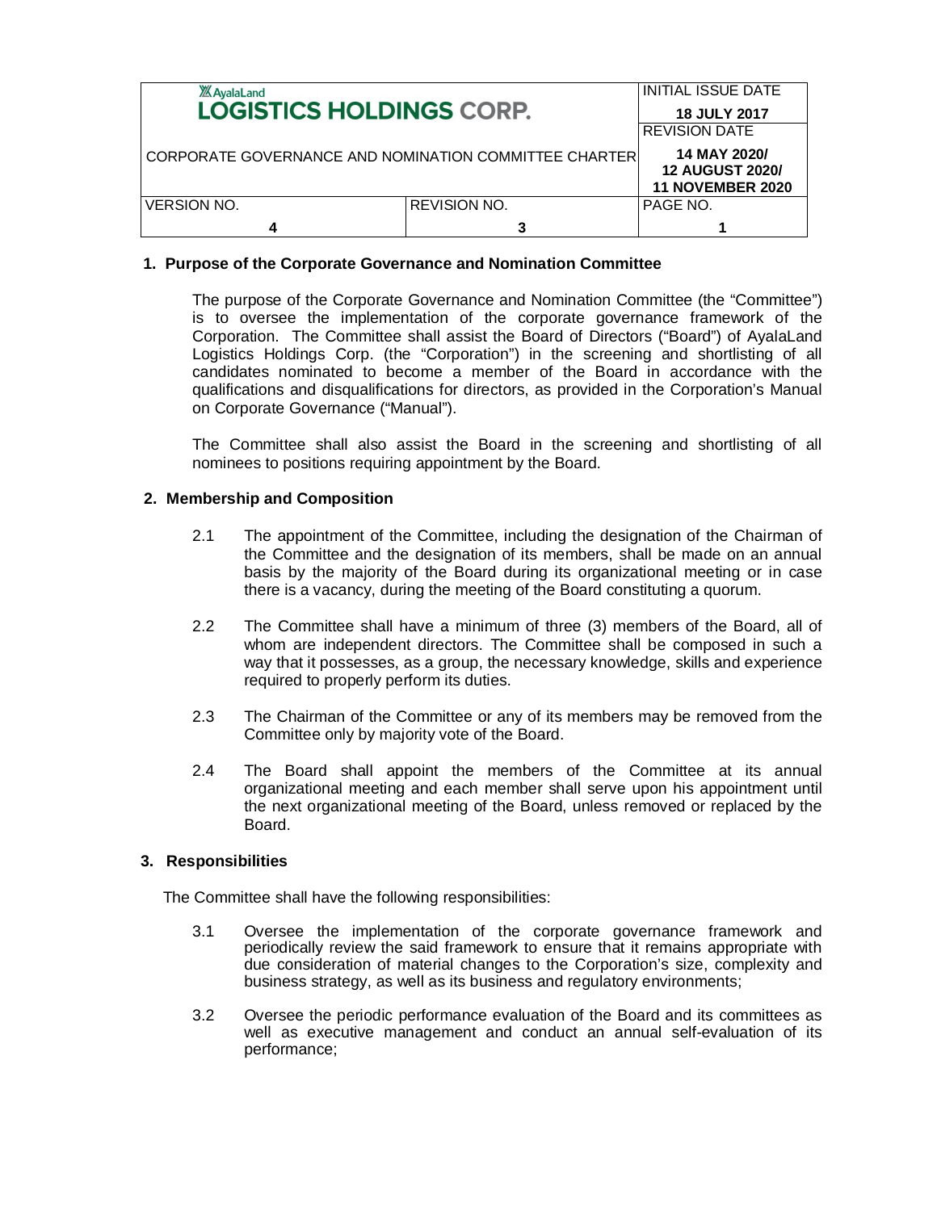## 1. Purpose of the Corporate Governance and Nomination Committee

The purpose of the Corporate Governance and Nomination Committee (the "Committee") is to oversee the implementation of the corporate governance framework of the Corporation. The Committee shall assist the Board of Directors ("Board") of AyalaLand Logistics Holdings Corp. (the "Corporation") in the screening and shortlisting of all candidates nominated to become a member of the Board in accordance with the qualifications and disqualifications for directors, as provided in the Corporation's Manual on Corporate Governance ("Manual").

The Committee shall also assist the Board in the screening and shortlisting of all nominees to positions requiring appointment by the Board.

## 2. Membership and Composition

2.1 The appointment of the Committee, including the designation of the Chairman of the Committee and the designation of its members, shall be made on an annual basis by the majority of the Board during its organizational meeting or in case there is a vacancy, during the meeting of the Board constituting a quorum.

2.2 The Committee shall have a minimum of three (3) members of the Board, all of whom are independent directors. The Committee shall be composed in such a way that it possesses, as a group, the necessary knowledge, skills and experience required to properly perform its duties.

2.3 The Chairman of the Committee or any of its members may be removed from the Committee only by majority vote of the Board.

2.4 The Board shall appoint the members of the Committee at its annual organizational meeting and each member shall serve upon his appointment until the next organizational meeting of the Board, unless removed or replaced by the Board.

## 3. Responsibilities

The Committee shall have the following responsibilities:

3.1 Oversee the implementation of the corporate governance framework and periodically review the said framework to ensure that it remains appropriate with due consideration of material changes to the Corporation's size, complexity and business strategy, as well as its business and regulatory environments;

3.2 Oversee the periodic performance evaluation of the Board and its committees as well as executive management and conduct an annual self-evaluation of its performance;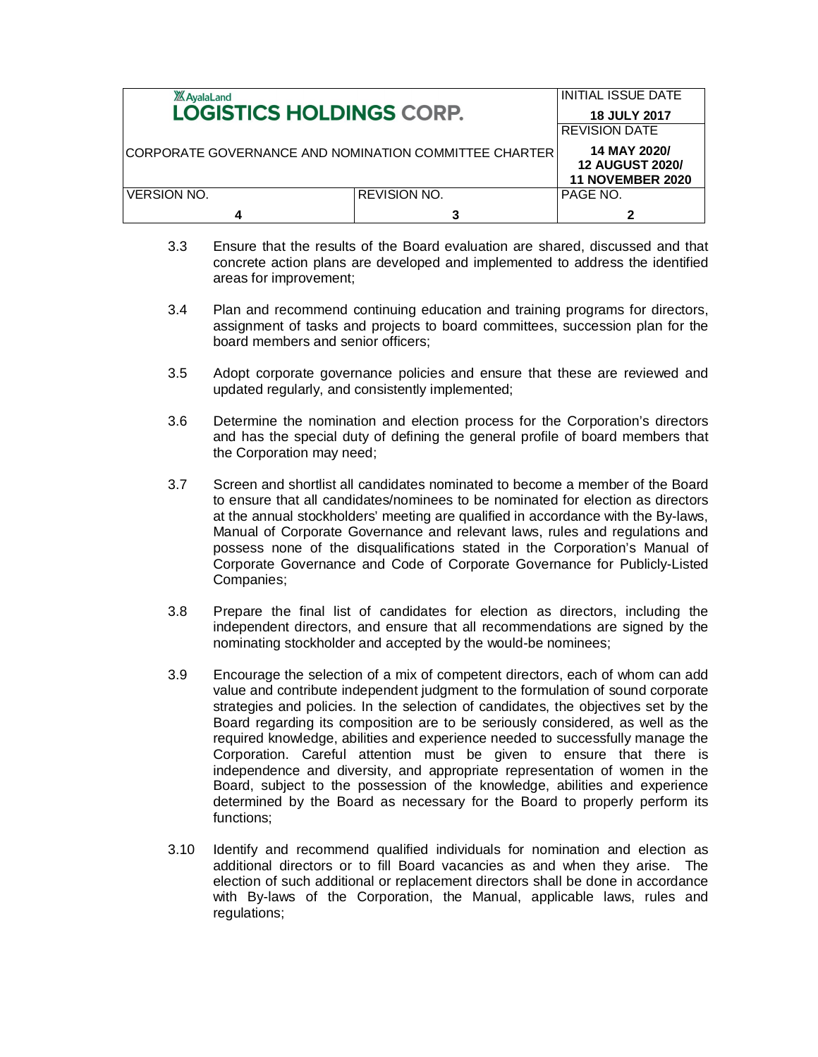3.3 Ensure that the results of the Board evaluation are shared, discussed and that concrete action plans are developed and implemented to address the identified areas for improvement;

3.4 Plan and recommend continuing education and training programs for directors, assignment of tasks and projects to board committees, succession plan for the board members and senior officers;

3.5 Adopt corporate governance policies and ensure that these are reviewed and updated regularly, and consistently implemented;

3.6 Determine the nomination and election process for the Corporation's directors and has the special duty of defining the general profile of board members that the Corporation may need;

3.7 Screen and shortlist all candidates nominated to become a member of the Board to ensure that all candidates/nominees to be nominated for election as directors at the annual stockholders' meeting are qualified in accordance with the By-laws, Manual of Corporate Governance and relevant laws, rules and regulations and possess none of the disqualifications stated in the Corporation's Manual of Corporate Governance and Code of Corporate Governance for Publicly-Listed Companies;

3.8 Prepare the final list of candidates for election as directors, including the independent directors, and ensure that all recommendations are signed by the nominating stockholder and accepted by the would-be nominees;

3.9 Encourage the selection of a mix of competent directors, each of whom can add value and contribute independent judgment to the formulation of sound corporate strategies and policies. In the selection of candidates, the objectives set by the Board regarding its composition are to be seriously considered, as well as the required knowledge, abilities and experience needed to successfully manage the Corporation. Careful attention must be given to ensure that there is independence and diversity, and appropriate representation of women in the Board, subject to the possession of the knowledge, abilities and experience determined by the Board as necessary for the Board to properly perform its functions;

3.10 Identify and recommend qualified individuals for nomination and election as additional directors or to fill Board vacancies as and when they arise. The election of such additional or replacement directors shall be done in accordance with By-laws of the Corporation, the Manual, applicable laws, rules and regulations;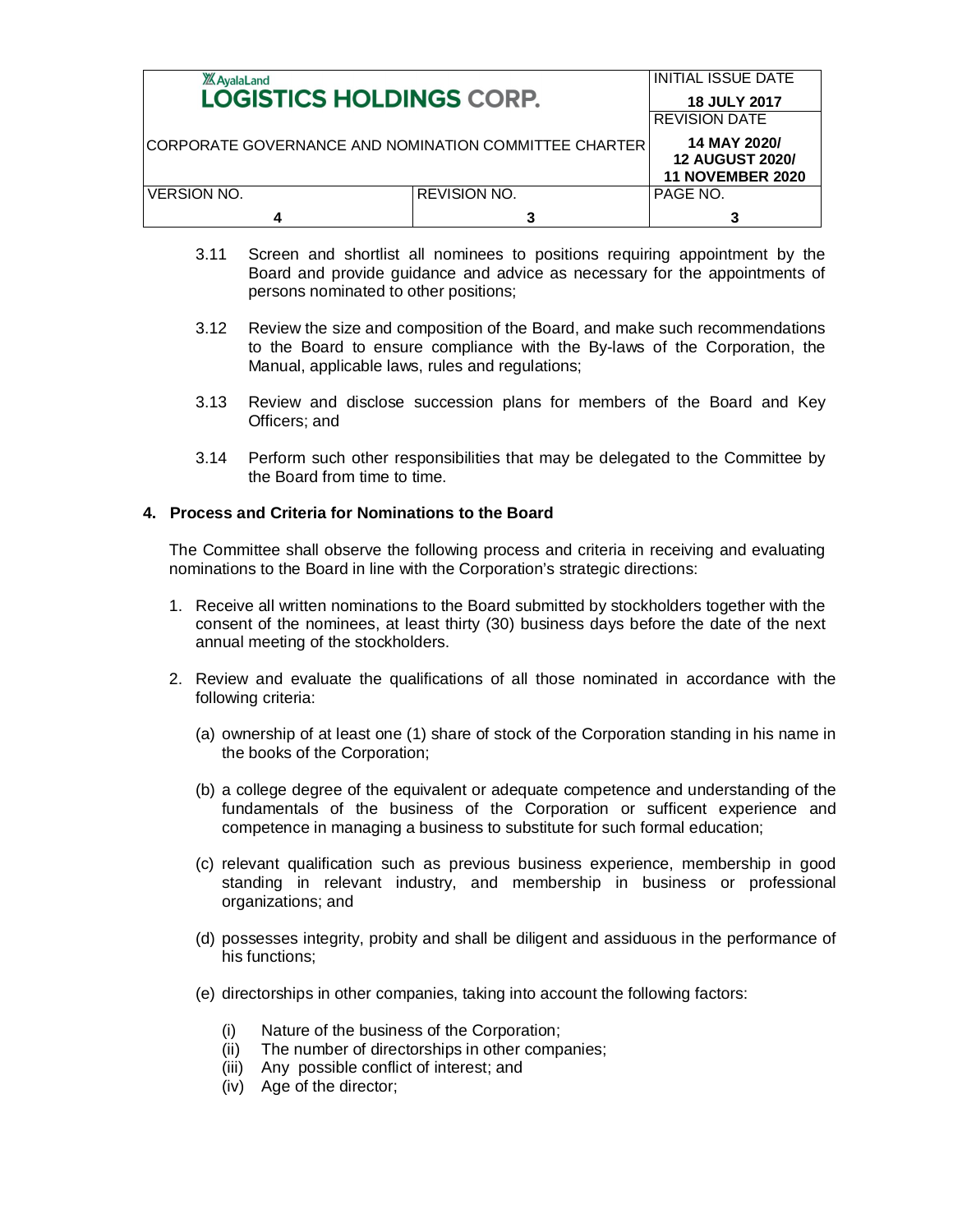3.11 Screen and shortlist all nominees to positions requiring appointment by the Board and provide guidance and advice as necessary for the appointments of persons nominated to other positions;

3.12 Review the size and composition of the Board, and make such recommendations to the Board to ensure compliance with the By-laws of the Corporation, the Manual, applicable laws, rules and regulations;

3.13 Review and disclose succession plans for members of the Board and Key Officers; and

3.14 Perform such other responsibilities that may be delegated to the Committee by the Board from time to time.

**4. Process and Criteria for Nominations to the Board**

The Committee shall observe the following process and criteria in receiving and evaluating nominations to the Board in line with the Corporation's strategic directions:

1. Receive all written nominations to the Board submitted by stockholders together with the consent of the nominees, at least thirty (30) business days before the date of the next annual meeting of the stockholders.

2. Review and evaluate the qualifications of all those nominated in accordance with the following criteria:

   (a) ownership of at least one (1) share of stock of the Corporation standing in his name in the books of the Corporation;

   (b) a college degree of the equivalent or adequate competence and understanding of the fundamentals of the business of the Corporation or sufficent experience and competence in managing a business to substitute for such formal education;

   (c) relevant qualification such as previous business experience, membership in good standing in relevant industry, and membership in business or professional organizations; and

   (d) possesses integrity, probity and shall be diligent and assiduous in the performance of his functions;

   (e) directorships in other companies, taking into account the following factors:

      (i) Nature of the business of the Corporation;
      (ii) The number of directorships in other companies;
      (iii) Any possible conflict of interest; and
      (iv) Age of the director;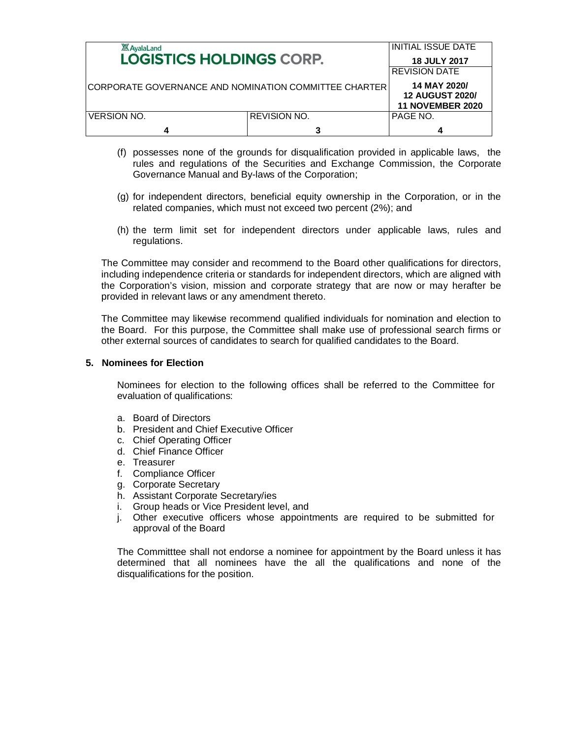(f) possesses none of the grounds for disqualification provided in applicable laws, the rules and regulations of the Securities and Exchange Commission, the Corporate Governance Manual and By-laws of the Corporation;

(g) for independent directors, beneficial equity ownership in the Corporation, or in the related companies, which must not exceed two percent (2%); and

(h) the term limit set for independent directors under applicable laws, rules and regulations.

The Committee may consider and recommend to the Board other qualifications for directors, including independence criteria or standards for independent directors, which are aligned with the Corporation's vision, mission and corporate strategy that are now or may herafter be provided in relevant laws or any amendment thereto.

The Committee may likewise recommend qualified individuals for nomination and election to the Board. For this purpose, the Committee shall make use of professional search firms or other external sources of candidates to search for qualified candidates to the Board.

**5. Nominees for Election**

Nominees for election to the following offices shall be referred to the Committee for evaluation of qualifications:

a. Board of Directors
b. President and Chief Executive Officer
c. Chief Operating Officer
d. Chief Finance Officer
e. Treasurer
f. Compliance Officer
g. Corporate Secretary
h. Assistant Corporate Secretary/ies
i. Group heads or Vice President level, and
j. Other executive officers whose appointments are required to be submitted for approval of the Board

The Committtee shall not endorse a nominee for appointment by the Board unless it has determined that all nominees have the all the qualifications and none of the disqualifications for the position.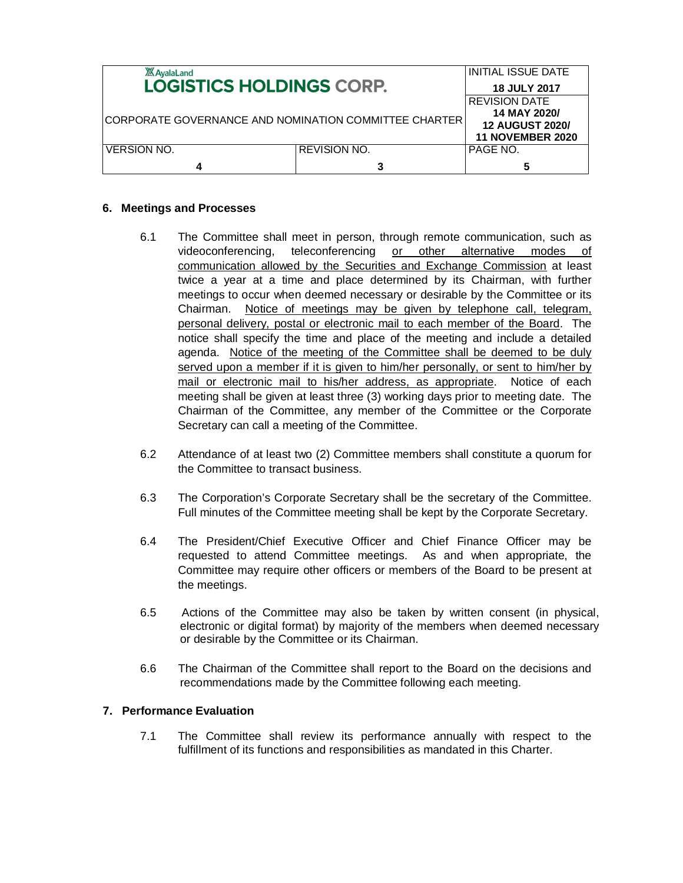## 6. Meetings and Processes

6.1 The Committee shall meet in person, through remote communication, such as videoconferencing, teleconferencing or other alternative modes of communication allowed by the Securities and Exchange Commission at least twice a year at a time and place determined by its Chairman, with further meetings to occur when deemed necessary or desirable by the Committee or its Chairman. Notice of meetings may be given by telephone call, telegram, personal delivery, postal or electronic mail to each member of the Board. The notice shall specify the time and place of the meeting and include a detailed agenda. Notice of the meeting of the Committee shall be deemed to be duly served upon a member if it is given to him/her personally, or sent to him/her by mail or electronic mail to his/her address, as appropriate. Notice of each meeting shall be given at least three (3) working days prior to meeting date. The Chairman of the Committee, any member of the Committee or the Corporate Secretary can call a meeting of the Committee.

6.2 Attendance of at least two (2) Committee members shall constitute a quorum for the Committee to transact business.

6.3 The Corporation's Corporate Secretary shall be the secretary of the Committee. Full minutes of the Committee meeting shall be kept by the Corporate Secretary.

6.4 The President/Chief Executive Officer and Chief Finance Officer may be requested to attend Committee meetings. As and when appropriate, the Committee may require other officers or members of the Board to be present at the meetings.

6.5 Actions of the Committee may also be taken by written consent (in physical, electronic or digital format) by majority of the members when deemed necessary or desirable by the Committee or its Chairman.

6.6 The Chairman of the Committee shall report to the Board on the decisions and recommendations made by the Committee following each meeting.

## 7. Performance Evaluation

7.1 The Committee shall review its performance annually with respect to the fulfillment of its functions and responsibilities as mandated in this Charter.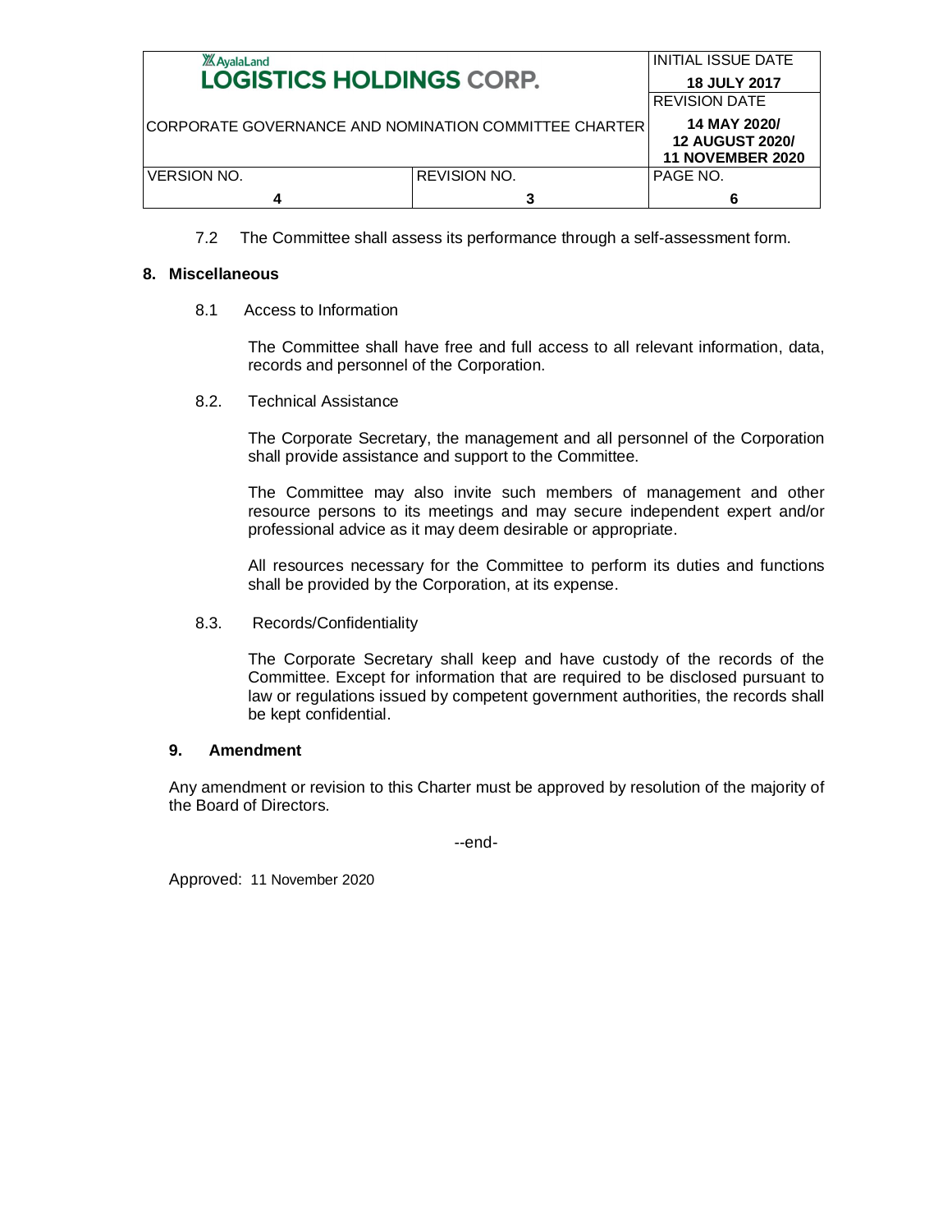7.2 The Committee shall assess its performance through a self-assessment form.

## 8. Miscellaneous

8.1 Access to Information

The Committee shall have free and full access to all relevant information, data, records and personnel of the Corporation.

8.2. Technical Assistance

The Corporate Secretary, the management and all personnel of the Corporation shall provide assistance and support to the Committee.

The Committee may also invite such members of management and other resource persons to its meetings and may secure independent expert and/or professional advice as it may deem desirable or appropriate.

All resources necessary for the Committee to perform its duties and functions shall be provided by the Corporation, at its expense.

8.3. Records/Confidentiality

The Corporate Secretary shall keep and have custody of the records of the Committee. Except for information that are required to be disclosed pursuant to law or regulations issued by competent government authorities, the records shall be kept confidential.

## 9. Amendment

Any amendment or revision to this Charter must be approved by resolution of the majority of the Board of Directors.

--end-

Approved: 11 November 2020